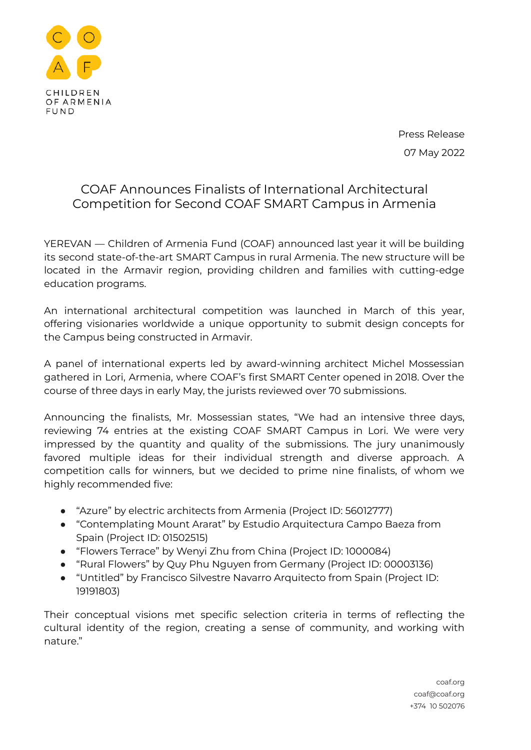CHILDREN OF ARMENIA FUND

Press Release

07 May 2022

# COAF Announces Finalists of International Architectural Competition for Second COAF SMART Campus in Armenia

YEREVAN — Children of Armenia Fund (COAF) announced last year it will be building its second state-of-the-art SMART Campus in rural Armenia. The new structure will be located in the Armavir region, providing children and families with cutting-edge education programs.

An international architectural competition was launched in March of this year, offering visionaries worldwide a unique opportunity to submit design concepts for the Campus being constructed in Armavir.

A panel of international experts led by award-winning architect Michel Mossessian gathered in Lori, Armenia, where COAF's first SMART Center opened in 2018. Over the course of three days in early May, the jurists reviewed over 70 submissions.

Announcing the finalists, Mr. Mossessian states, "We had an intensive three days, reviewing 74 entries at the existing COAF SMART Campus in Lori. We were very impressed by the quantity and quality of the submissions. The jury unanimously favored multiple ideas for their individual strength and diverse approach. A competition calls for winners, but we decided to prime nine finalists, of whom we highly recommended five:

- "Azure" by electric architects from Armenia (Project ID: 56012777)
- "Contemplating Mount Ararat" by Estudio Arquitectura Campo Baeza from Spain (Project ID: 01502515)
- "Flowers Terrace" by Wenyi Zhu from China (Project ID: 1000084)
- "Rural Flowers" by Quy Phu Nguyen from Germany (Project ID: 00003136)
- "Untitled" by Francisco Silvestre Navarro Arquitecto from Spain (Project ID: 19191803)

Their conceptual visions met specific selection criteria in terms of reflecting the cultural identity of the region, creating a sense of community, and working with nature."

coaf.org
coaf@coaf.org
+374 10 502076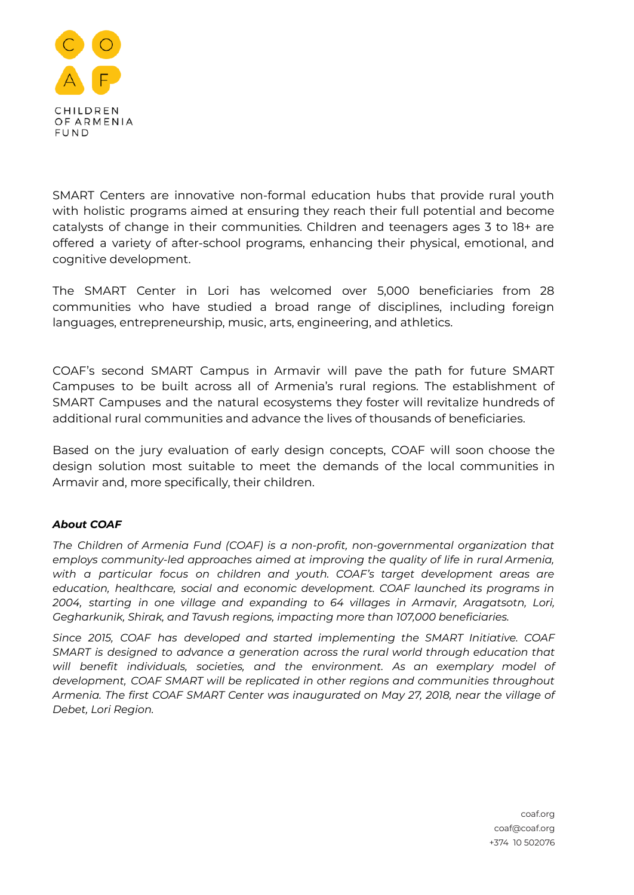SMART Centers are innovative non-formal education hubs that provide rural youth with holistic programs aimed at ensuring they reach their full potential and become catalysts of change in their communities. Children and teenagers ages 3 to 18+ are offered a variety of after-school programs, enhancing their physical, emotional, and cognitive development.

The SMART Center in Lori has welcomed over 5,000 beneficiaries from 28 communities who have studied a broad range of disciplines, including foreign languages, entrepreneurship, music, arts, engineering, and athletics.

COAF's second SMART Campus in Armavir will pave the path for future SMART Campuses to be built across all of Armenia's rural regions. The establishment of SMART Campuses and the natural ecosystems they foster will revitalize hundreds of additional rural communities and advance the lives of thousands of beneficiaries.

Based on the jury evaluation of early design concepts, COAF will soon choose the design solution most suitable to meet the demands of the local communities in Armavir and, more specifically, their children.

***About COAF***

*The Children of Armenia Fund (COAF) is a non-profit, non-governmental organization that employs community-led approaches aimed at improving the quality of life in rural Armenia, with a particular focus on children and youth. COAF's target development areas are education, healthcare, social and economic development. COAF launched its programs in 2004, starting in one village and expanding to 64 villages in Armavir, Aragatsotn, Lori, Gegharkunik, Shirak, and Tavush regions, impacting more than 107,000 beneficiaries.*

*Since 2015, COAF has developed and started implementing the SMART Initiative. COAF SMART is designed to advance a generation across the rural world through education that will benefit individuals, societies, and the environment. As an exemplary model of development, COAF SMART will be replicated in other regions and communities throughout Armenia. The first COAF SMART Center was inaugurated on May 27, 2018, near the village of Debet, Lori Region.*